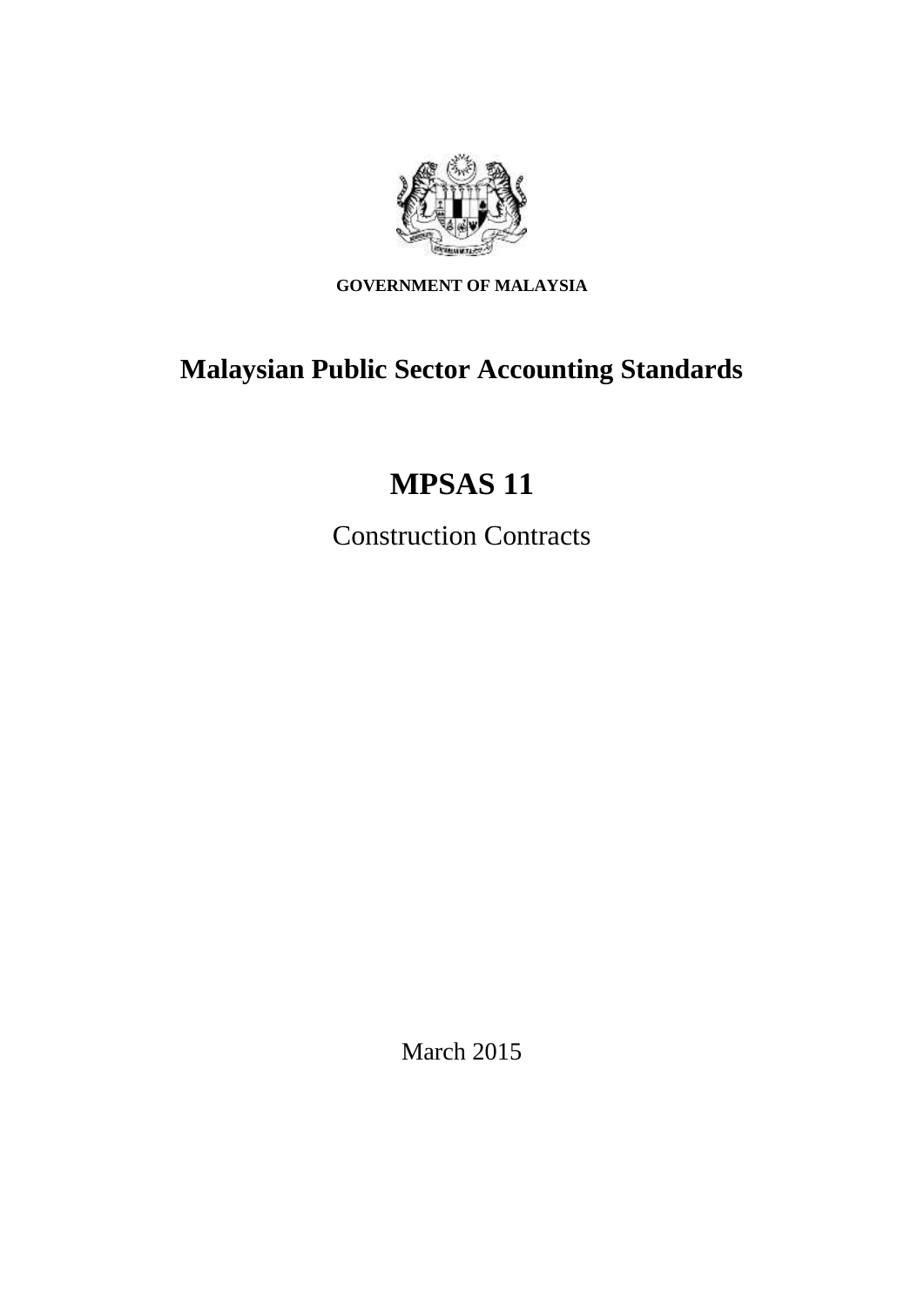**GOVERNMENT OF MALAYSIA**

# Malaysian Public Sector Accounting Standards

# MPSAS 11

Construction Contracts

March 2015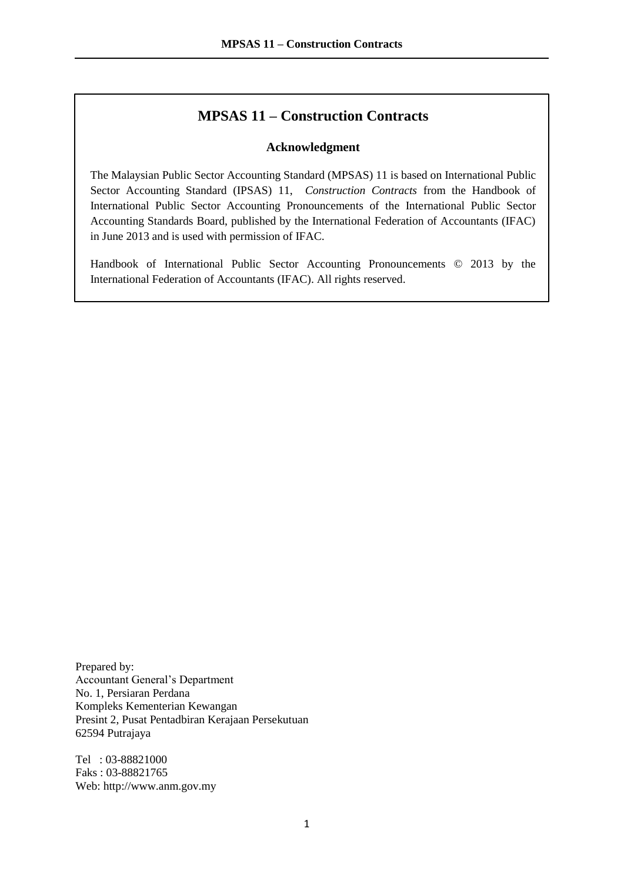# MPSAS 11 – Construction Contracts

## Acknowledgment

The Malaysian Public Sector Accounting Standard (MPSAS) 11 is based on International Public Sector Accounting Standard (IPSAS) 11, *Construction Contracts* from the Handbook of International Public Sector Accounting Pronouncements of the International Public Sector Accounting Standards Board, published by the International Federation of Accountants (IFAC) in June 2013 and is used with permission of IFAC.

Handbook of International Public Sector Accounting Pronouncements © 2013 by the International Federation of Accountants (IFAC). All rights reserved.

Prepared by:
Accountant General's Department
No. 1, Persiaran Perdana
Kompleks Kementerian Kewangan
Presint 2, Pusat Pentadbiran Kerajaan Persekutuan
62594 Putrajaya

Tel : 03-88821000
Faks : 03-88821765
Web: http://www.anm.gov.my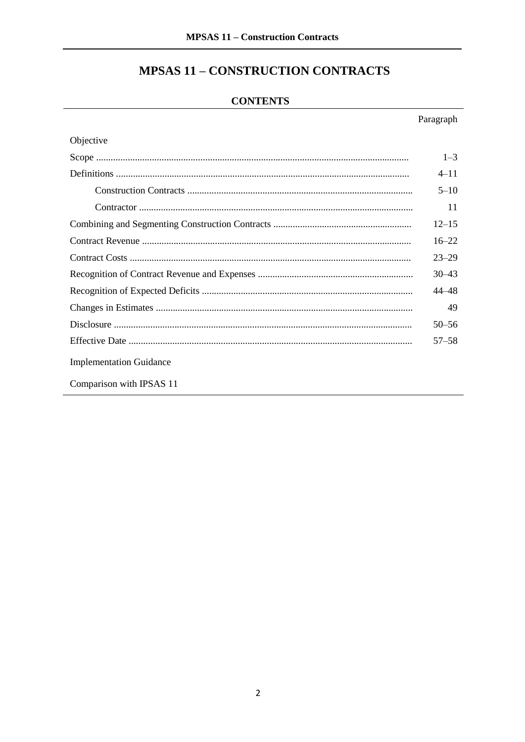# MPSAS 11 – CONSTRUCTION CONTRACTS

## CONTENTS

| | Paragraph |
|---|---|
| Objective | |
| Scope | 1–3 |
| Definitions | 4–11 |
| Construction Contracts | 5–10 |
| Contractor | 11 |
| Combining and Segmenting Construction Contracts | 12–15 |
| Contract Revenue | 16–22 |
| Contract Costs | 23–29 |
| Recognition of Contract Revenue and Expenses | 30–43 |
| Recognition of Expected Deficits | 44–48 |
| Changes in Estimates | 49 |
| Disclosure | 50–56 |
| Effective Date | 57–58 |
| Implementation Guidance | |
| Comparison with IPSAS 11 | |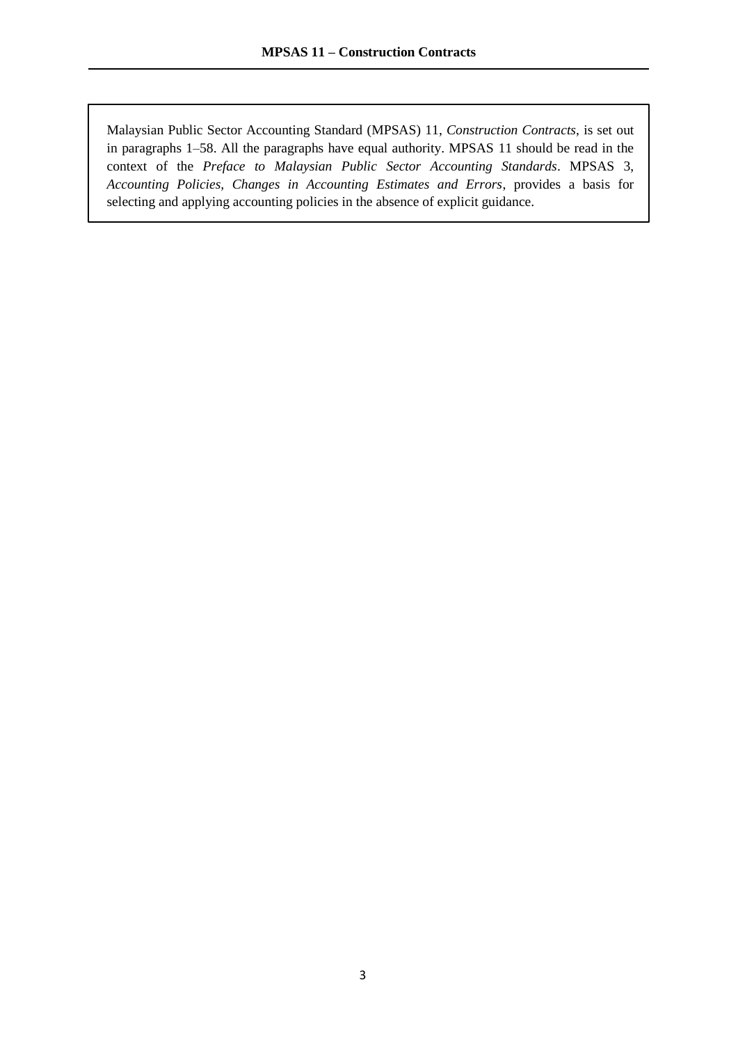Malaysian Public Sector Accounting Standard (MPSAS) 11, *Construction Contracts*, is set out in paragraphs 1–58. All the paragraphs have equal authority. MPSAS 11 should be read in the context of the *Preface to Malaysian Public Sector Accounting Standards*. MPSAS 3, *Accounting Policies, Changes in Accounting Estimates and Errors*, provides a basis for selecting and applying accounting policies in the absence of explicit guidance.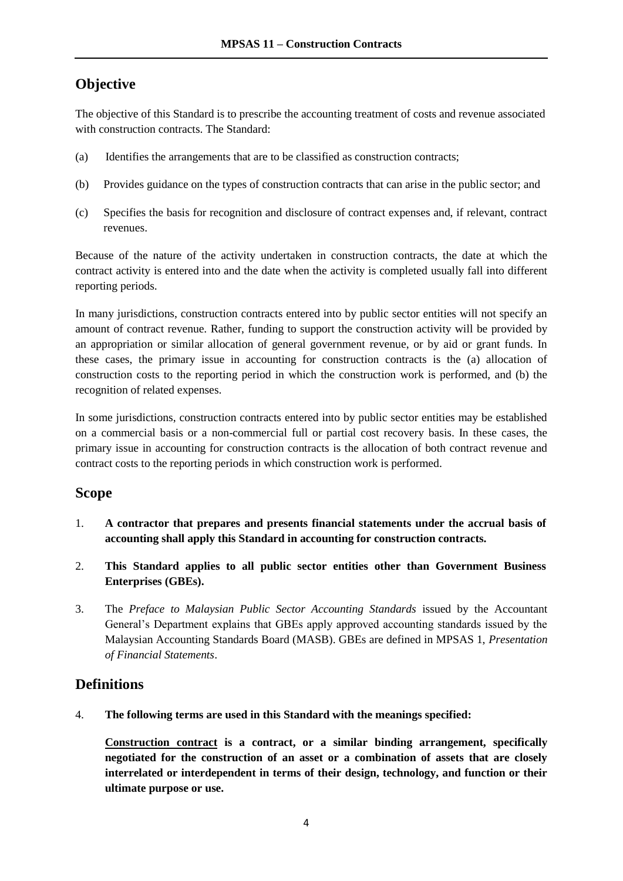## Objective

The objective of this Standard is to prescribe the accounting treatment of costs and revenue associated with construction contracts. The Standard:

(a) Identifies the arrangements that are to be classified as construction contracts;

(b) Provides guidance on the types of construction contracts that can arise in the public sector; and

(c) Specifies the basis for recognition and disclosure of contract expenses and, if relevant, contract revenues.

Because of the nature of the activity undertaken in construction contracts, the date at which the contract activity is entered into and the date when the activity is completed usually fall into different reporting periods.

In many jurisdictions, construction contracts entered into by public sector entities will not specify an amount of contract revenue. Rather, funding to support the construction activity will be provided by an appropriation or similar allocation of general government revenue, or by aid or grant funds. In these cases, the primary issue in accounting for construction contracts is the (a) allocation of construction costs to the reporting period in which the construction work is performed, and (b) the recognition of related expenses.

In some jurisdictions, construction contracts entered into by public sector entities may be established on a commercial basis or a non-commercial full or partial cost recovery basis. In these cases, the primary issue in accounting for construction contracts is the allocation of both contract revenue and contract costs to the reporting periods in which construction work is performed.

## Scope

1. **A contractor that prepares and presents financial statements under the accrual basis of accounting shall apply this Standard in accounting for construction contracts.**

2. **This Standard applies to all public sector entities other than Government Business Enterprises (GBEs).**

3. The *Preface to Malaysian Public Sector Accounting Standards* issued by the Accountant General's Department explains that GBEs apply approved accounting standards issued by the Malaysian Accounting Standards Board (MASB). GBEs are defined in MPSAS 1, *Presentation of Financial Statements*.

## Definitions

4. **The following terms are used in this Standard with the meanings specified:**

   **Construction contract is a contract, or a similar binding arrangement, specifically negotiated for the construction of an asset or a combination of assets that are closely interrelated or interdependent in terms of their design, technology, and function or their ultimate purpose or use.**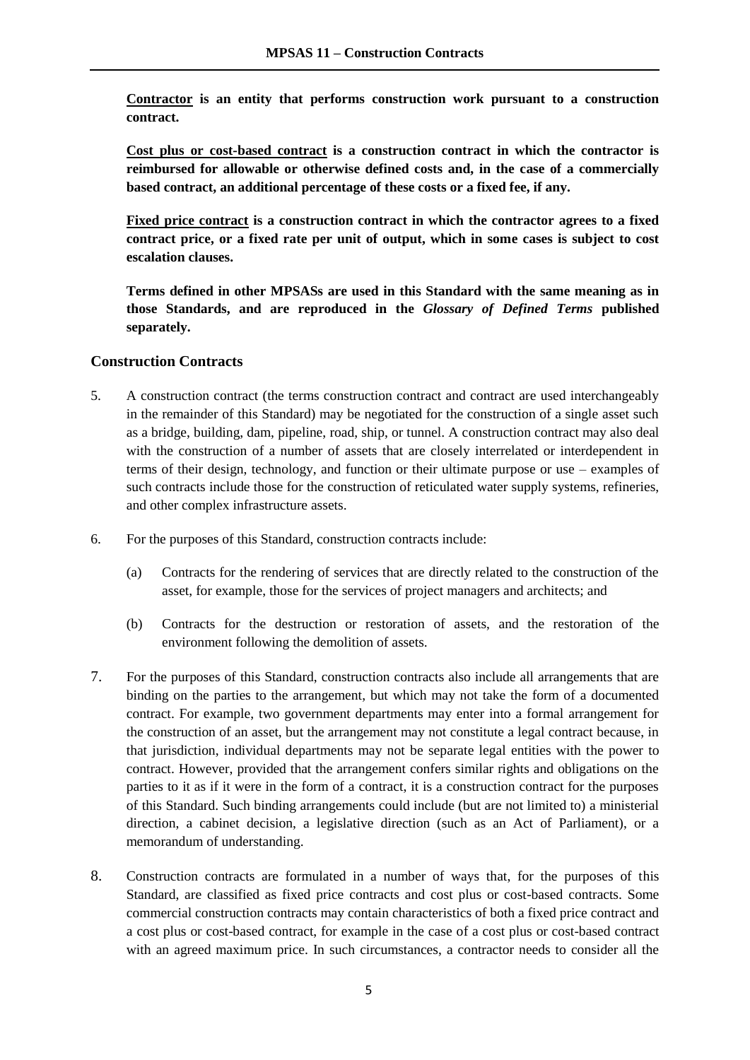**<u>Contractor</u> is an entity that performs construction work pursuant to a construction contract.**

**<u>Cost plus or cost-based contract</u> is a construction contract in which the contractor is reimbursed for allowable or otherwise defined costs and, in the case of a commercially based contract, an additional percentage of these costs or a fixed fee, if any.**

**<u>Fixed price contract</u> is a construction contract in which the contractor agrees to a fixed contract price, or a fixed rate per unit of output, which in some cases is subject to cost escalation clauses.**

**Terms defined in other MPSASs are used in this Standard with the same meaning as in those Standards, and are reproduced in the *Glossary of Defined Terms* published separately.**

### Construction Contracts

5. A construction contract (the terms construction contract and contract are used interchangeably in the remainder of this Standard) may be negotiated for the construction of a single asset such as a bridge, building, dam, pipeline, road, ship, or tunnel. A construction contract may also deal with the construction of a number of assets that are closely interrelated or interdependent in terms of their design, technology, and function or their ultimate purpose or use – examples of such contracts include those for the construction of reticulated water supply systems, refineries, and other complex infrastructure assets.

6. For the purposes of this Standard, construction contracts include:

   (a) Contracts for the rendering of services that are directly related to the construction of the asset, for example, those for the services of project managers and architects; and

   (b) Contracts for the destruction or restoration of assets, and the restoration of the environment following the demolition of assets.

7. For the purposes of this Standard, construction contracts also include all arrangements that are binding on the parties to the arrangement, but which may not take the form of a documented contract. For example, two government departments may enter into a formal arrangement for the construction of an asset, but the arrangement may not constitute a legal contract because, in that jurisdiction, individual departments may not be separate legal entities with the power to contract. However, provided that the arrangement confers similar rights and obligations on the parties to it as if it were in the form of a contract, it is a construction contract for the purposes of this Standard. Such binding arrangements could include (but are not limited to) a ministerial direction, a cabinet decision, a legislative direction (such as an Act of Parliament), or a memorandum of understanding.

8. Construction contracts are formulated in a number of ways that, for the purposes of this Standard, are classified as fixed price contracts and cost plus or cost-based contracts. Some commercial construction contracts may contain characteristics of both a fixed price contract and a cost plus or cost-based contract, for example in the case of a cost plus or cost-based contract with an agreed maximum price. In such circumstances, a contractor needs to consider all the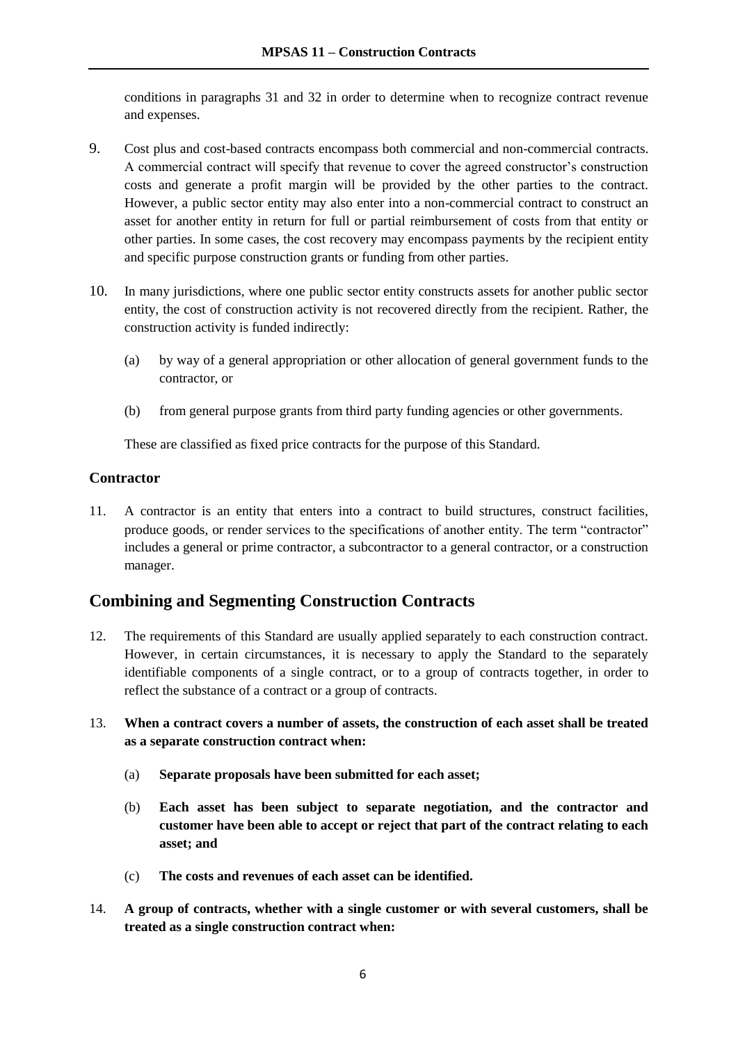conditions in paragraphs 31 and 32 in order to determine when to recognize contract revenue and expenses.

9. Cost plus and cost-based contracts encompass both commercial and non-commercial contracts. A commercial contract will specify that revenue to cover the agreed constructor's construction costs and generate a profit margin will be provided by the other parties to the contract. However, a public sector entity may also enter into a non-commercial contract to construct an asset for another entity in return for full or partial reimbursement of costs from that entity or other parties. In some cases, the cost recovery may encompass payments by the recipient entity and specific purpose construction grants or funding from other parties.

10. In many jurisdictions, where one public sector entity constructs assets for another public sector entity, the cost of construction activity is not recovered directly from the recipient. Rather, the construction activity is funded indirectly:

    (a) by way of a general appropriation or other allocation of general government funds to the contractor, or

    (b) from general purpose grants from third party funding agencies or other governments.

    These are classified as fixed price contracts for the purpose of this Standard.

### Contractor

11. A contractor is an entity that enters into a contract to build structures, construct facilities, produce goods, or render services to the specifications of another entity. The term "contractor" includes a general or prime contractor, a subcontractor to a general contractor, or a construction manager.

## Combining and Segmenting Construction Contracts

12. The requirements of this Standard are usually applied separately to each construction contract. However, in certain circumstances, it is necessary to apply the Standard to the separately identifiable components of a single contract, or to a group of contracts together, in order to reflect the substance of a contract or a group of contracts.

13. **When a contract covers a number of assets, the construction of each asset shall be treated as a separate construction contract when:**

    (a) **Separate proposals have been submitted for each asset;**

    (b) **Each asset has been subject to separate negotiation, and the contractor and customer have been able to accept or reject that part of the contract relating to each asset; and**

    (c) **The costs and revenues of each asset can be identified.**

14. **A group of contracts, whether with a single customer or with several customers, shall be treated as a single construction contract when:**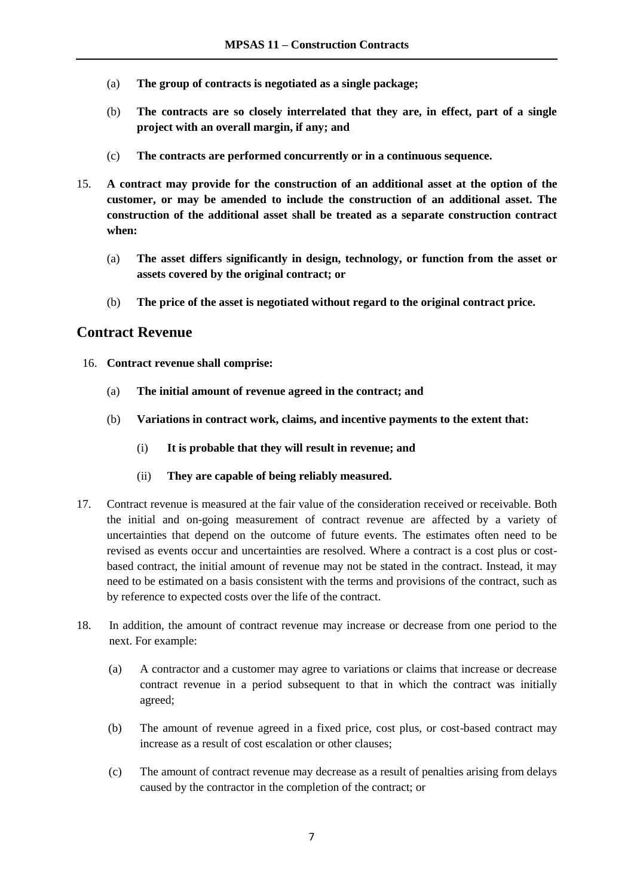(a) **The group of contracts is negotiated as a single package;**

(b) **The contracts are so closely interrelated that they are, in effect, part of a single project with an overall margin, if any; and**

(c) **The contracts are performed concurrently or in a continuous sequence.**

15. **A contract may provide for the construction of an additional asset at the option of the customer, or may be amended to include the construction of an additional asset. The construction of the additional asset shall be treated as a separate construction contract when:**

    (a) **The asset differs significantly in design, technology, or function from the asset or assets covered by the original contract; or**

    (b) **The price of the asset is negotiated without regard to the original contract price.**

## Contract Revenue

16. **Contract revenue shall comprise:**

    (a) **The initial amount of revenue agreed in the contract; and**

    (b) **Variations in contract work, claims, and incentive payments to the extent that:**

        (i) **It is probable that they will result in revenue; and**

        (ii) **They are capable of being reliably measured.**

17. Contract revenue is measured at the fair value of the consideration received or receivable. Both the initial and on-going measurement of contract revenue are affected by a variety of uncertainties that depend on the outcome of future events. The estimates often need to be revised as events occur and uncertainties are resolved. Where a contract is a cost plus or cost-based contract, the initial amount of revenue may not be stated in the contract. Instead, it may need to be estimated on a basis consistent with the terms and provisions of the contract, such as by reference to expected costs over the life of the contract.

18. In addition, the amount of contract revenue may increase or decrease from one period to the next. For example:

    (a) A contractor and a customer may agree to variations or claims that increase or decrease contract revenue in a period subsequent to that in which the contract was initially agreed;

    (b) The amount of revenue agreed in a fixed price, cost plus, or cost-based contract may increase as a result of cost escalation or other clauses;

    (c) The amount of contract revenue may decrease as a result of penalties arising from delays caused by the contractor in the completion of the contract; or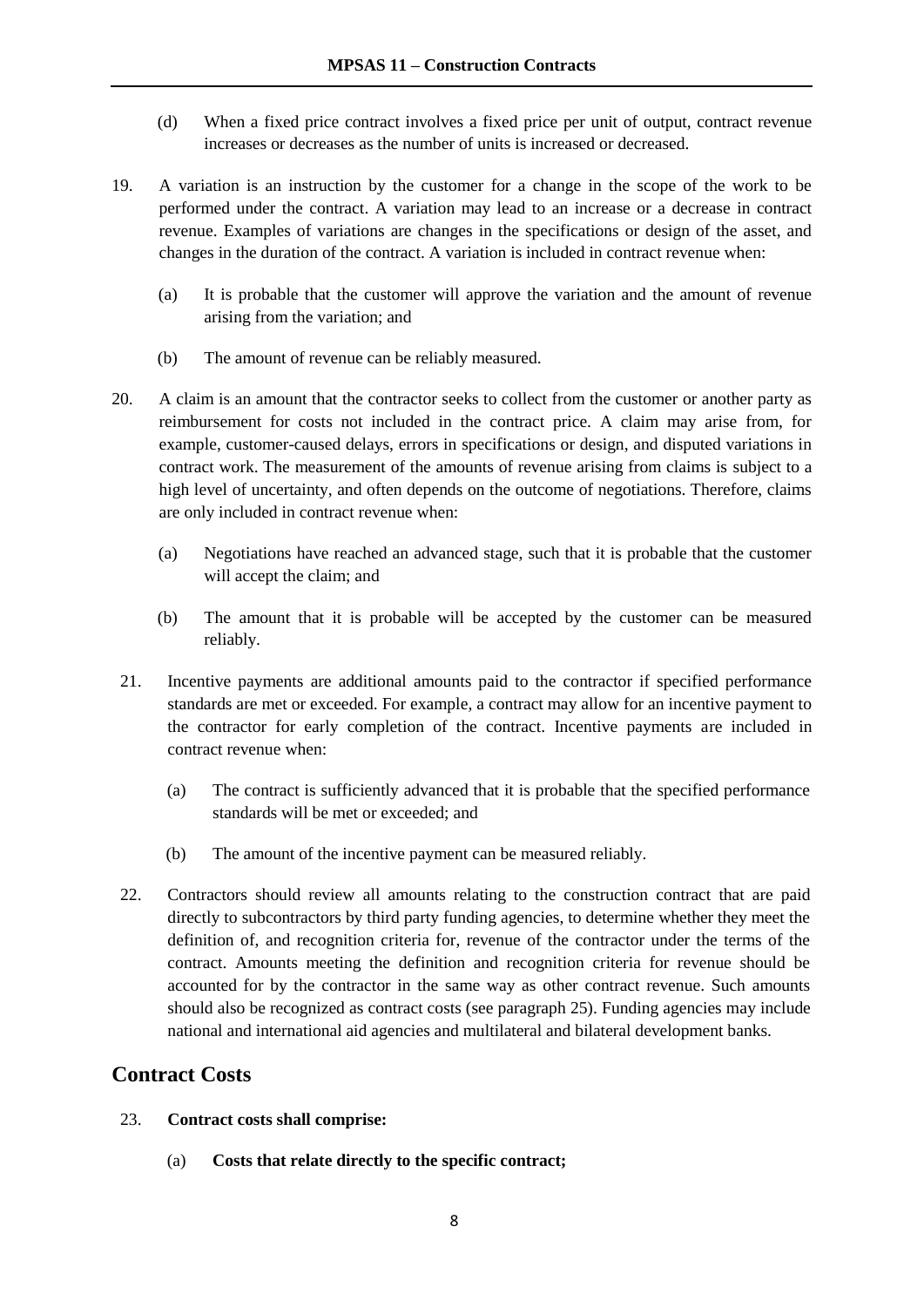(d) When a fixed price contract involves a fixed price per unit of output, contract revenue increases or decreases as the number of units is increased or decreased.

19. A variation is an instruction by the customer for a change in the scope of the work to be performed under the contract. A variation may lead to an increase or a decrease in contract revenue. Examples of variations are changes in the specifications or design of the asset, and changes in the duration of the contract. A variation is included in contract revenue when:

    (a) It is probable that the customer will approve the variation and the amount of revenue arising from the variation; and

    (b) The amount of revenue can be reliably measured.

20. A claim is an amount that the contractor seeks to collect from the customer or another party as reimbursement for costs not included in the contract price. A claim may arise from, for example, customer-caused delays, errors in specifications or design, and disputed variations in contract work. The measurement of the amounts of revenue arising from claims is subject to a high level of uncertainty, and often depends on the outcome of negotiations. Therefore, claims are only included in contract revenue when:

    (a) Negotiations have reached an advanced stage, such that it is probable that the customer will accept the claim; and

    (b) The amount that it is probable will be accepted by the customer can be measured reliably.

21. Incentive payments are additional amounts paid to the contractor if specified performance standards are met or exceeded. For example, a contract may allow for an incentive payment to the contractor for early completion of the contract. Incentive payments are included in contract revenue when:

    (a) The contract is sufficiently advanced that it is probable that the specified performance standards will be met or exceeded; and

    (b) The amount of the incentive payment can be measured reliably.

22. Contractors should review all amounts relating to the construction contract that are paid directly to subcontractors by third party funding agencies, to determine whether they meet the definition of, and recognition criteria for, revenue of the contractor under the terms of the contract. Amounts meeting the definition and recognition criteria for revenue should be accounted for by the contractor in the same way as other contract revenue. Such amounts should also be recognized as contract costs (see paragraph 25). Funding agencies may include national and international aid agencies and multilateral and bilateral development banks.

## Contract Costs

23. **Contract costs shall comprise:**

    (a) **Costs that relate directly to the specific contract;**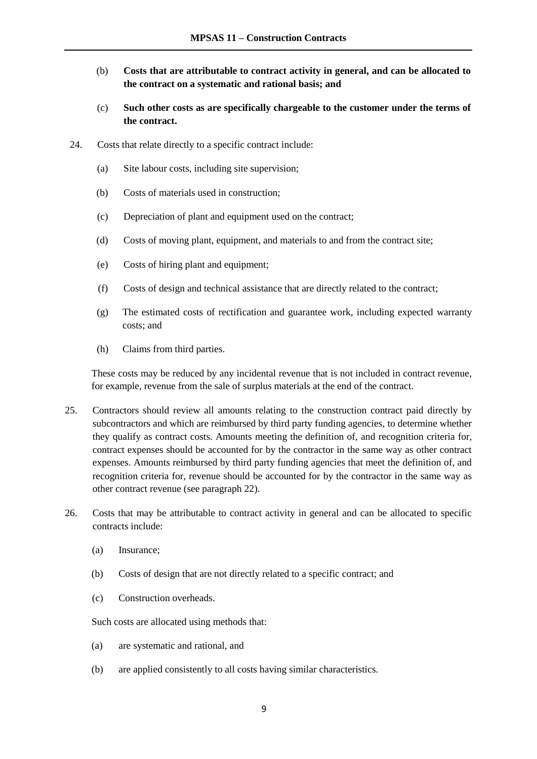(b) **Costs that are attributable to contract activity in general, and can be allocated to the contract on a systematic and rational basis; and**

(c) **Such other costs as are specifically chargeable to the customer under the terms of the contract.**

24. Costs that relate directly to a specific contract include:

    (a) Site labour costs, including site supervision;

    (b) Costs of materials used in construction;

    (c) Depreciation of plant and equipment used on the contract;

    (d) Costs of moving plant, equipment, and materials to and from the contract site;

    (e) Costs of hiring plant and equipment;

    (f) Costs of design and technical assistance that are directly related to the contract;

    (g) The estimated costs of rectification and guarantee work, including expected warranty costs; and

    (h) Claims from third parties.

    These costs may be reduced by any incidental revenue that is not included in contract revenue, for example, revenue from the sale of surplus materials at the end of the contract.

25. Contractors should review all amounts relating to the construction contract paid directly by subcontractors and which are reimbursed by third party funding agencies, to determine whether they qualify as contract costs. Amounts meeting the definition of, and recognition criteria for, contract expenses should be accounted for by the contractor in the same way as other contract expenses. Amounts reimbursed by third party funding agencies that meet the definition of, and recognition criteria for, revenue should be accounted for by the contractor in the same way as other contract revenue (see paragraph 22).

26. Costs that may be attributable to contract activity in general and can be allocated to specific contracts include:

    (a) Insurance;

    (b) Costs of design that are not directly related to a specific contract; and

    (c) Construction overheads.

    Such costs are allocated using methods that:

    (a) are systematic and rational, and

    (b) are applied consistently to all costs having similar characteristics.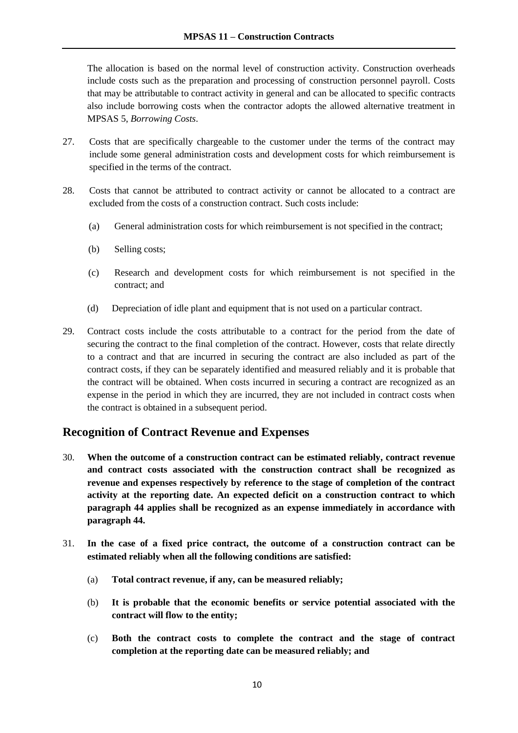The allocation is based on the normal level of construction activity. Construction overheads include costs such as the preparation and processing of construction personnel payroll. Costs that may be attributable to contract activity in general and can be allocated to specific contracts also include borrowing costs when the contractor adopts the allowed alternative treatment in MPSAS 5, *Borrowing Costs*.

27. Costs that are specifically chargeable to the customer under the terms of the contract may include some general administration costs and development costs for which reimbursement is specified in the terms of the contract.

28. Costs that cannot be attributed to contract activity or cannot be allocated to a contract are excluded from the costs of a construction contract. Such costs include:

    (a) General administration costs for which reimbursement is not specified in the contract;

    (b) Selling costs;

    (c) Research and development costs for which reimbursement is not specified in the contract; and

    (d) Depreciation of idle plant and equipment that is not used on a particular contract.

29. Contract costs include the costs attributable to a contract for the period from the date of securing the contract to the final completion of the contract. However, costs that relate directly to a contract and that are incurred in securing the contract are also included as part of the contract costs, if they can be separately identified and measured reliably and it is probable that the contract will be obtained. When costs incurred in securing a contract are recognized as an expense in the period in which they are incurred, they are not included in contract costs when the contract is obtained in a subsequent period.

## Recognition of Contract Revenue and Expenses

30. **When the outcome of a construction contract can be estimated reliably, contract revenue and contract costs associated with the construction contract shall be recognized as revenue and expenses respectively by reference to the stage of completion of the contract activity at the reporting date. An expected deficit on a construction contract to which paragraph 44 applies shall be recognized as an expense immediately in accordance with paragraph 44.**

31. **In the case of a fixed price contract, the outcome of a construction contract can be estimated reliably when all the following conditions are satisfied:**

    (a) **Total contract revenue, if any, can be measured reliably;**

    (b) **It is probable that the economic benefits or service potential associated with the contract will flow to the entity;**

    (c) **Both the contract costs to complete the contract and the stage of contract completion at the reporting date can be measured reliably; and**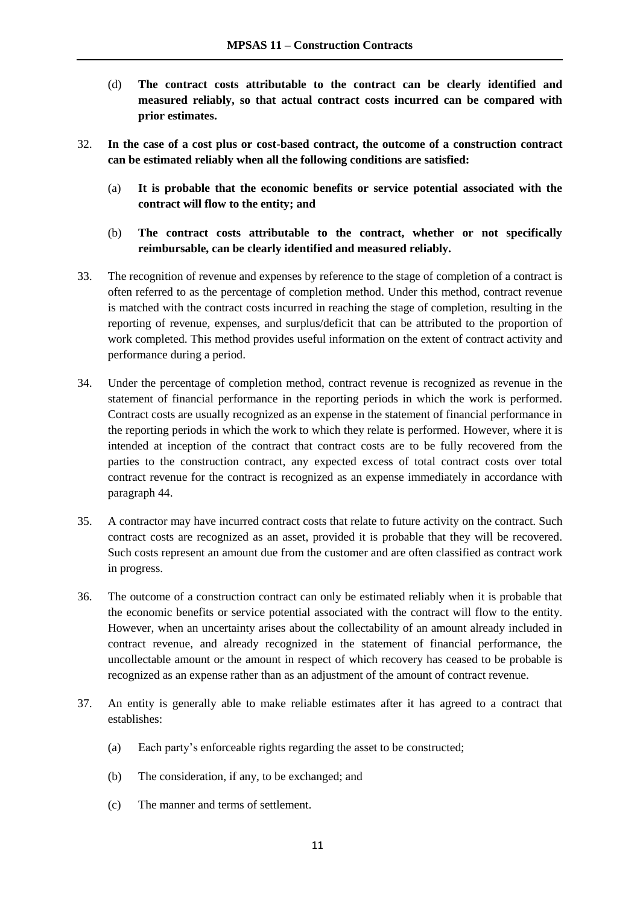(d) **The contract costs attributable to the contract can be clearly identified and measured reliably, so that actual contract costs incurred can be compared with prior estimates.**

32. **In the case of a cost plus or cost-based contract, the outcome of a construction contract can be estimated reliably when all the following conditions are satisfied:**

    (a) **It is probable that the economic benefits or service potential associated with the contract will flow to the entity; and**

    (b) **The contract costs attributable to the contract, whether or not specifically reimbursable, can be clearly identified and measured reliably.**

33. The recognition of revenue and expenses by reference to the stage of completion of a contract is often referred to as the percentage of completion method. Under this method, contract revenue is matched with the contract costs incurred in reaching the stage of completion, resulting in the reporting of revenue, expenses, and surplus/deficit that can be attributed to the proportion of work completed. This method provides useful information on the extent of contract activity and performance during a period.

34. Under the percentage of completion method, contract revenue is recognized as revenue in the statement of financial performance in the reporting periods in which the work is performed. Contract costs are usually recognized as an expense in the statement of financial performance in the reporting periods in which the work to which they relate is performed. However, where it is intended at inception of the contract that contract costs are to be fully recovered from the parties to the construction contract, any expected excess of total contract costs over total contract revenue for the contract is recognized as an expense immediately in accordance with paragraph 44.

35. A contractor may have incurred contract costs that relate to future activity on the contract. Such contract costs are recognized as an asset, provided it is probable that they will be recovered. Such costs represent an amount due from the customer and are often classified as contract work in progress.

36. The outcome of a construction contract can only be estimated reliably when it is probable that the economic benefits or service potential associated with the contract will flow to the entity. However, when an uncertainty arises about the collectability of an amount already included in contract revenue, and already recognized in the statement of financial performance, the uncollectable amount or the amount in respect of which recovery has ceased to be probable is recognized as an expense rather than as an adjustment of the amount of contract revenue.

37. An entity is generally able to make reliable estimates after it has agreed to a contract that establishes:

    (a) Each party's enforceable rights regarding the asset to be constructed;

    (b) The consideration, if any, to be exchanged; and

    (c) The manner and terms of settlement.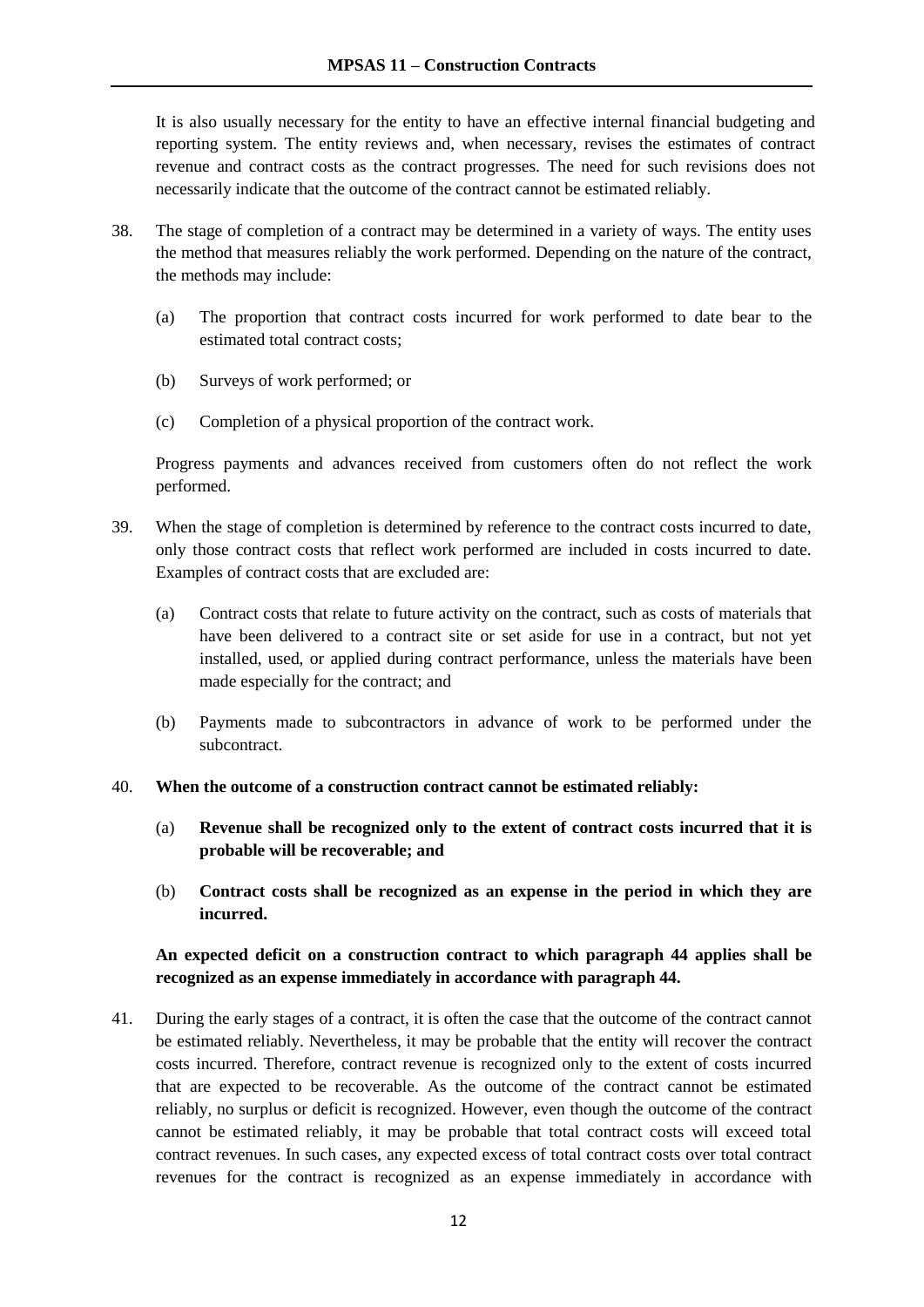It is also usually necessary for the entity to have an effective internal financial budgeting and reporting system. The entity reviews and, when necessary, revises the estimates of contract revenue and contract costs as the contract progresses. The need for such revisions does not necessarily indicate that the outcome of the contract cannot be estimated reliably.

38. The stage of completion of a contract may be determined in a variety of ways. The entity uses the method that measures reliably the work performed. Depending on the nature of the contract, the methods may include:

    (a) The proportion that contract costs incurred for work performed to date bear to the estimated total contract costs;

    (b) Surveys of work performed; or

    (c) Completion of a physical proportion of the contract work.

    Progress payments and advances received from customers often do not reflect the work performed.

39. When the stage of completion is determined by reference to the contract costs incurred to date, only those contract costs that reflect work performed are included in costs incurred to date. Examples of contract costs that are excluded are:

    (a) Contract costs that relate to future activity on the contract, such as costs of materials that have been delivered to a contract site or set aside for use in a contract, but not yet installed, used, or applied during contract performance, unless the materials have been made especially for the contract; and

    (b) Payments made to subcontractors in advance of work to be performed under the subcontract.

40. **When the outcome of a construction contract cannot be estimated reliably:**

    (a) **Revenue shall be recognized only to the extent of contract costs incurred that it is probable will be recoverable; and**

    (b) **Contract costs shall be recognized as an expense in the period in which they are incurred.**

    **An expected deficit on a construction contract to which paragraph 44 applies shall be recognized as an expense immediately in accordance with paragraph 44.**

41. During the early stages of a contract, it is often the case that the outcome of the contract cannot be estimated reliably. Nevertheless, it may be probable that the entity will recover the contract costs incurred. Therefore, contract revenue is recognized only to the extent of costs incurred that are expected to be recoverable. As the outcome of the contract cannot be estimated reliably, no surplus or deficit is recognized. However, even though the outcome of the contract cannot be estimated reliably, it may be probable that total contract costs will exceed total contract revenues. In such cases, any expected excess of total contract costs over total contract revenues for the contract is recognized as an expense immediately in accordance with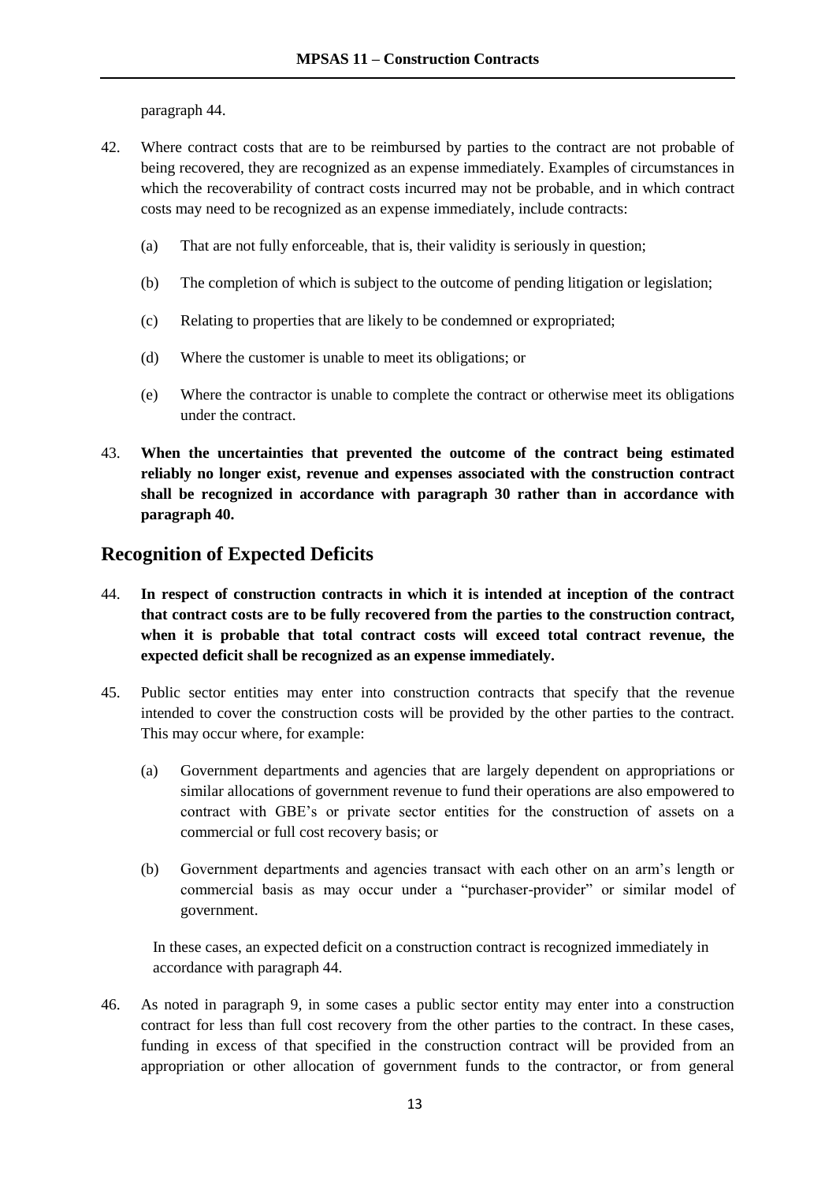paragraph 44.

42. Where contract costs that are to be reimbursed by parties to the contract are not probable of being recovered, they are recognized as an expense immediately. Examples of circumstances in which the recoverability of contract costs incurred may not be probable, and in which contract costs may need to be recognized as an expense immediately, include contracts:

    (a) That are not fully enforceable, that is, their validity is seriously in question;

    (b) The completion of which is subject to the outcome of pending litigation or legislation;

    (c) Relating to properties that are likely to be condemned or expropriated;

    (d) Where the customer is unable to meet its obligations; or

    (e) Where the contractor is unable to complete the contract or otherwise meet its obligations under the contract.

43. **When the uncertainties that prevented the outcome of the contract being estimated reliably no longer exist, revenue and expenses associated with the construction contract shall be recognized in accordance with paragraph 30 rather than in accordance with paragraph 40.**

## Recognition of Expected Deficits

44. **In respect of construction contracts in which it is intended at inception of the contract that contract costs are to be fully recovered from the parties to the construction contract, when it is probable that total contract costs will exceed total contract revenue, the expected deficit shall be recognized as an expense immediately.**

45. Public sector entities may enter into construction contracts that specify that the revenue intended to cover the construction costs will be provided by the other parties to the contract. This may occur where, for example:

    (a) Government departments and agencies that are largely dependent on appropriations or similar allocations of government revenue to fund their operations are also empowered to contract with GBE's or private sector entities for the construction of assets on a commercial or full cost recovery basis; or

    (b) Government departments and agencies transact with each other on an arm's length or commercial basis as may occur under a "purchaser-provider" or similar model of government.

    In these cases, an expected deficit on a construction contract is recognized immediately in accordance with paragraph 44.

46. As noted in paragraph 9, in some cases a public sector entity may enter into a construction contract for less than full cost recovery from the other parties to the contract. In these cases, funding in excess of that specified in the construction contract will be provided from an appropriation or other allocation of government funds to the contractor, or from general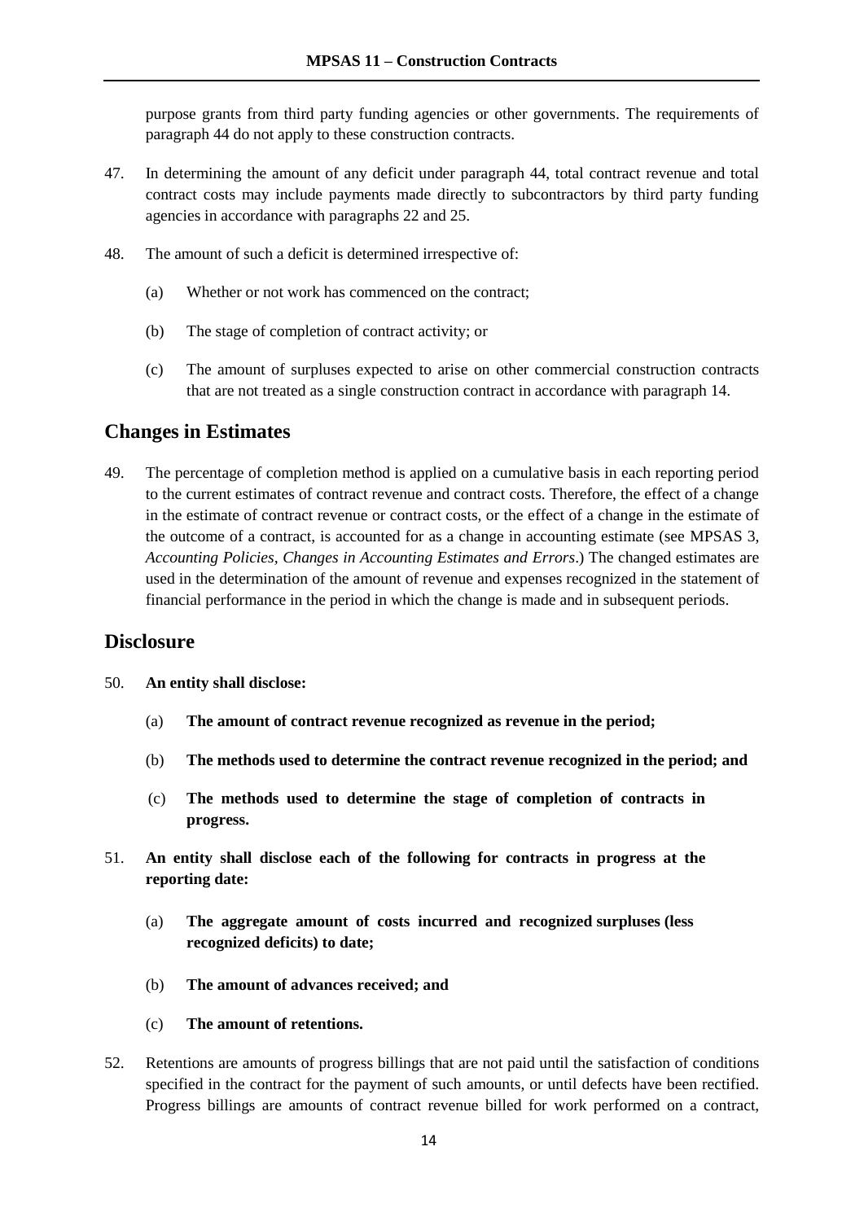purpose grants from third party funding agencies or other governments. The requirements of paragraph 44 do not apply to these construction contracts.

47. In determining the amount of any deficit under paragraph 44, total contract revenue and total contract costs may include payments made directly to subcontractors by third party funding agencies in accordance with paragraphs 22 and 25.

48. The amount of such a deficit is determined irrespective of:

    (a) Whether or not work has commenced on the contract;

    (b) The stage of completion of contract activity; or

    (c) The amount of surpluses expected to arise on other commercial construction contracts that are not treated as a single construction contract in accordance with paragraph 14.

## Changes in Estimates

49. The percentage of completion method is applied on a cumulative basis in each reporting period to the current estimates of contract revenue and contract costs. Therefore, the effect of a change in the estimate of contract revenue or contract costs, or the effect of a change in the estimate of the outcome of a contract, is accounted for as a change in accounting estimate (see MPSAS 3, *Accounting Policies, Changes in Accounting Estimates and Errors*.) The changed estimates are used in the determination of the amount of revenue and expenses recognized in the statement of financial performance in the period in which the change is made and in subsequent periods.

## Disclosure

50. **An entity shall disclose:**

    (a) **The amount of contract revenue recognized as revenue in the period;**

    (b) **The methods used to determine the contract revenue recognized in the period; and**

    (c) **The methods used to determine the stage of completion of contracts in progress.**

51. **An entity shall disclose each of the following for contracts in progress at the reporting date:**

    (a) **The aggregate amount of costs incurred and recognized surpluses (less recognized deficits) to date;**

    (b) **The amount of advances received; and**

    (c) **The amount of retentions.**

52. Retentions are amounts of progress billings that are not paid until the satisfaction of conditions specified in the contract for the payment of such amounts, or until defects have been rectified. Progress billings are amounts of contract revenue billed for work performed on a contract,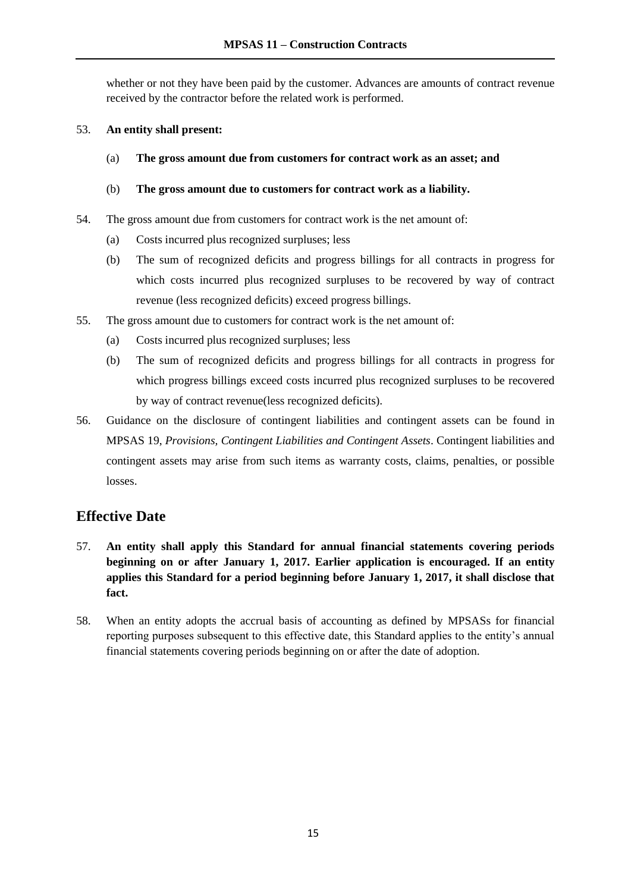whether or not they have been paid by the customer. Advances are amounts of contract revenue received by the contractor before the related work is performed.

53. **An entity shall present:**

    (a) **The gross amount due from customers for contract work as an asset; and**

    (b) **The gross amount due to customers for contract work as a liability.**

54. The gross amount due from customers for contract work is the net amount of:

    (a) Costs incurred plus recognized surpluses; less

    (b) The sum of recognized deficits and progress billings for all contracts in progress for which costs incurred plus recognized surpluses to be recovered by way of contract revenue (less recognized deficits) exceed progress billings.

55. The gross amount due to customers for contract work is the net amount of:

    (a) Costs incurred plus recognized surpluses; less

    (b) The sum of recognized deficits and progress billings for all contracts in progress for which progress billings exceed costs incurred plus recognized surpluses to be recovered by way of contract revenue(less recognized deficits).

56. Guidance on the disclosure of contingent liabilities and contingent assets can be found in MPSAS 19, *Provisions, Contingent Liabilities and Contingent Assets*. Contingent liabilities and contingent assets may arise from such items as warranty costs, claims, penalties, or possible losses.

## Effective Date

57. **An entity shall apply this Standard for annual financial statements covering periods beginning on or after January 1, 2017. Earlier application is encouraged. If an entity applies this Standard for a period beginning before January 1, 2017, it shall disclose that fact.**

58. When an entity adopts the accrual basis of accounting as defined by MPSASs for financial reporting purposes subsequent to this effective date, this Standard applies to the entity's annual financial statements covering periods beginning on or after the date of adoption.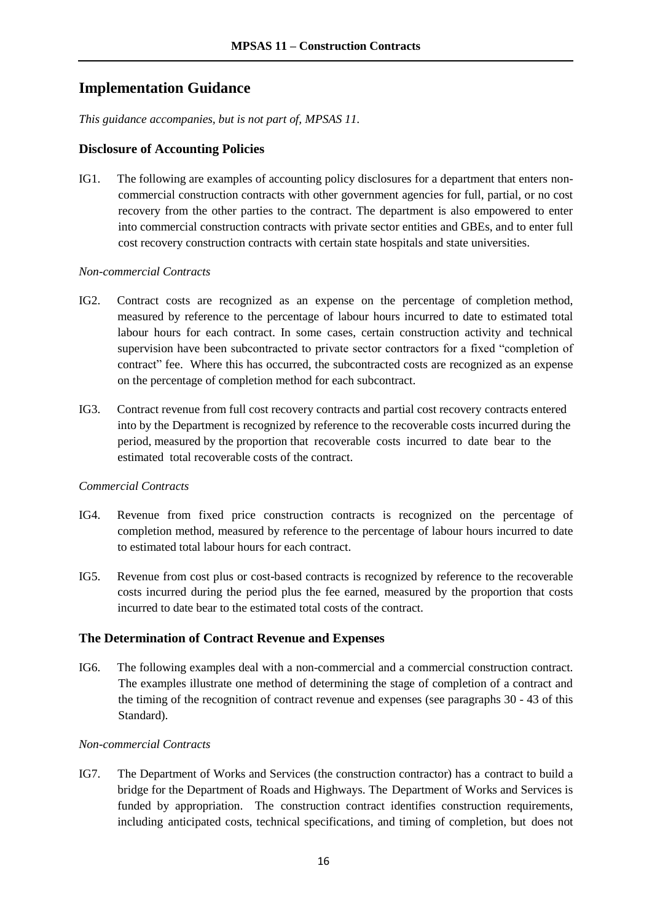## Implementation Guidance

*This guidance accompanies, but is not part of, MPSAS 11.*

### Disclosure of Accounting Policies

IG1. The following are examples of accounting policy disclosures for a department that enters non-commercial construction contracts with other government agencies for full, partial, or no cost recovery from the other parties to the contract. The department is also empowered to enter into commercial construction contracts with private sector entities and GBEs, and to enter full cost recovery construction contracts with certain state hospitals and state universities.

*Non-commercial Contracts*

IG2. Contract costs are recognized as an expense on the percentage of completion method, measured by reference to the percentage of labour hours incurred to date to estimated total labour hours for each contract. In some cases, certain construction activity and technical supervision have been subcontracted to private sector contractors for a fixed "completion of contract" fee. Where this has occurred, the subcontracted costs are recognized as an expense on the percentage of completion method for each subcontract.

IG3. Contract revenue from full cost recovery contracts and partial cost recovery contracts entered into by the Department is recognized by reference to the recoverable costs incurred during the period, measured by the proportion that recoverable costs incurred to date bear to the estimated total recoverable costs of the contract.

*Commercial Contracts*

IG4. Revenue from fixed price construction contracts is recognized on the percentage of completion method, measured by reference to the percentage of labour hours incurred to date to estimated total labour hours for each contract.

IG5. Revenue from cost plus or cost-based contracts is recognized by reference to the recoverable costs incurred during the period plus the fee earned, measured by the proportion that costs incurred to date bear to the estimated total costs of the contract.

### The Determination of Contract Revenue and Expenses

IG6. The following examples deal with a non-commercial and a commercial construction contract. The examples illustrate one method of determining the stage of completion of a contract and the timing of the recognition of contract revenue and expenses (see paragraphs 30 - 43 of this Standard).

*Non-commercial Contracts*

IG7. The Department of Works and Services (the construction contractor) has a contract to build a bridge for the Department of Roads and Highways. The Department of Works and Services is funded by appropriation. The construction contract identifies construction requirements, including anticipated costs, technical specifications, and timing of completion, but does not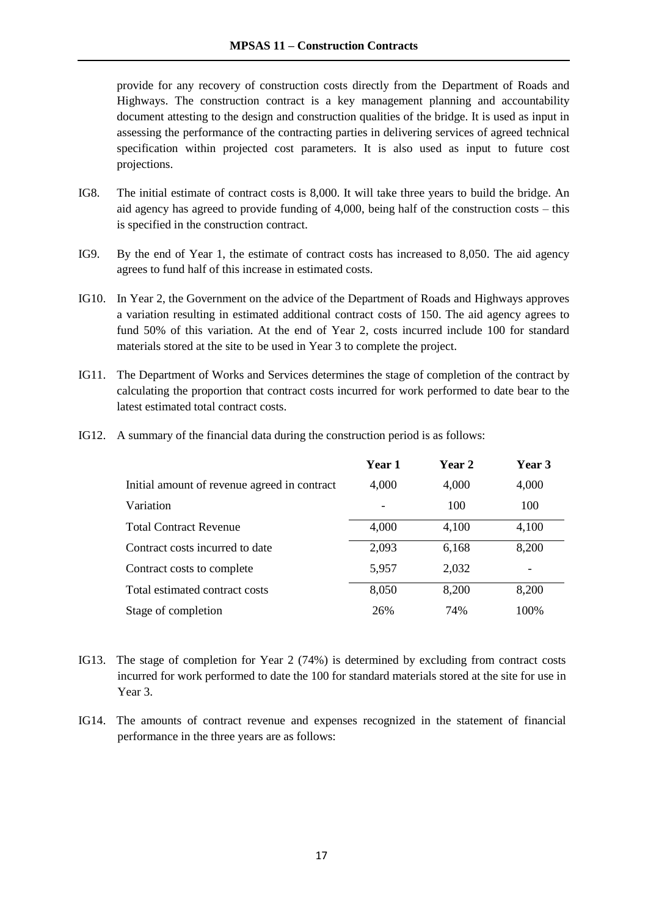provide for any recovery of construction costs directly from the Department of Roads and Highways. The construction contract is a key management planning and accountability document attesting to the design and construction qualities of the bridge. It is used as input in assessing the performance of the contracting parties in delivering services of agreed technical specification within projected cost parameters. It is also used as input to future cost projections.

IG8. The initial estimate of contract costs is 8,000. It will take three years to build the bridge. An aid agency has agreed to provide funding of 4,000, being half of the construction costs – this is specified in the construction contract.

IG9. By the end of Year 1, the estimate of contract costs has increased to 8,050. The aid agency agrees to fund half of this increase in estimated costs.

IG10. In Year 2, the Government on the advice of the Department of Roads and Highways approves a variation resulting in estimated additional contract costs of 150. The aid agency agrees to fund 50% of this variation. At the end of Year 2, costs incurred include 100 for standard materials stored at the site to be used in Year 3 to complete the project.

IG11. The Department of Works and Services determines the stage of completion of the contract by calculating the proportion that contract costs incurred for work performed to date bear to the latest estimated total contract costs.

IG12. A summary of the financial data during the construction period is as follows:

| | **Year 1** | **Year 2** | **Year 3** |
|---|---|---|---|
| Initial amount of revenue agreed in contract | 4,000 | 4,000 | 4,000 |
| Variation | - | 100 | 100 |
| Total Contract Revenue | 4,000 | 4,100 | 4,100 |
| Contract costs incurred to date | 2,093 | 6,168 | 8,200 |
| Contract costs to complete | 5,957 | 2,032 | - |
| Total estimated contract costs | 8,050 | 8,200 | 8,200 |
| Stage of completion | 26% | 74% | 100% |

IG13. The stage of completion for Year 2 (74%) is determined by excluding from contract costs incurred for work performed to date the 100 for standard materials stored at the site for use in Year 3.

IG14. The amounts of contract revenue and expenses recognized in the statement of financial performance in the three years are as follows: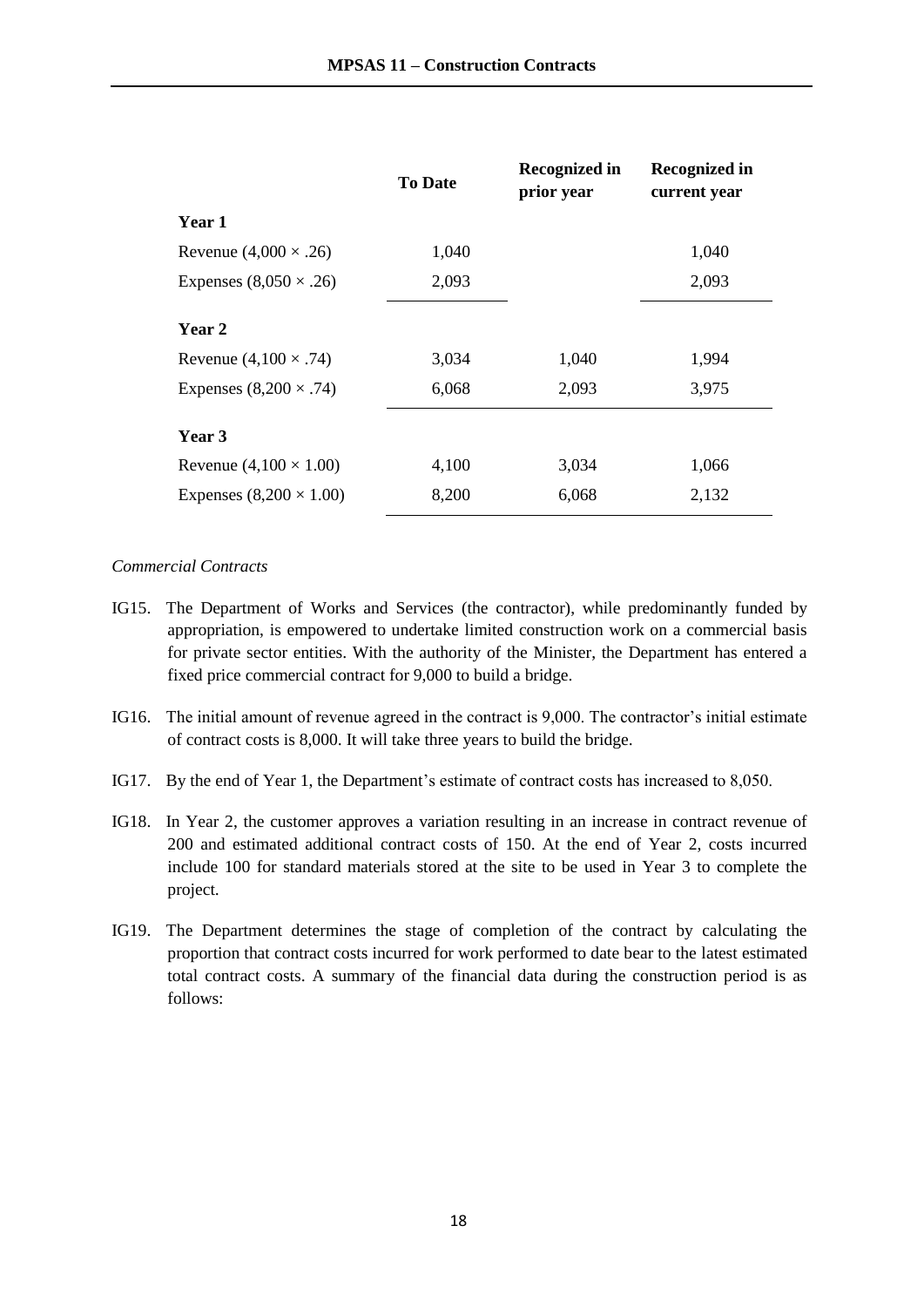| | To Date | Recognized in prior year | Recognized in current year |
|---|---|---|---|
| **Year 1** | | | |
| Revenue (4,000 × .26) | 1,040 | | 1,040 |
| Expenses (8,050 × .26) | 2,093 | | 2,093 |
| **Year 2** | | | |
| Revenue (4,100 × .74) | 3,034 | 1,040 | 1,994 |
| Expenses (8,200 × .74) | 6,068 | 2,093 | 3,975 |
| **Year 3** | | | |
| Revenue (4,100 × 1.00) | 4,100 | 3,034 | 1,066 |
| Expenses (8,200 × 1.00) | 8,200 | 6,068 | 2,132 |

*Commercial Contracts*

IG15. The Department of Works and Services (the contractor), while predominantly funded by appropriation, is empowered to undertake limited construction work on a commercial basis for private sector entities. With the authority of the Minister, the Department has entered a fixed price commercial contract for 9,000 to build a bridge.

IG16. The initial amount of revenue agreed in the contract is 9,000. The contractor's initial estimate of contract costs is 8,000. It will take three years to build the bridge.

IG17. By the end of Year 1, the Department's estimate of contract costs has increased to 8,050.

IG18. In Year 2, the customer approves a variation resulting in an increase in contract revenue of 200 and estimated additional contract costs of 150. At the end of Year 2, costs incurred include 100 for standard materials stored at the site to be used in Year 3 to complete the project.

IG19. The Department determines the stage of completion of the contract by calculating the proportion that contract costs incurred for work performed to date bear to the latest estimated total contract costs. A summary of the financial data during the construction period is as follows: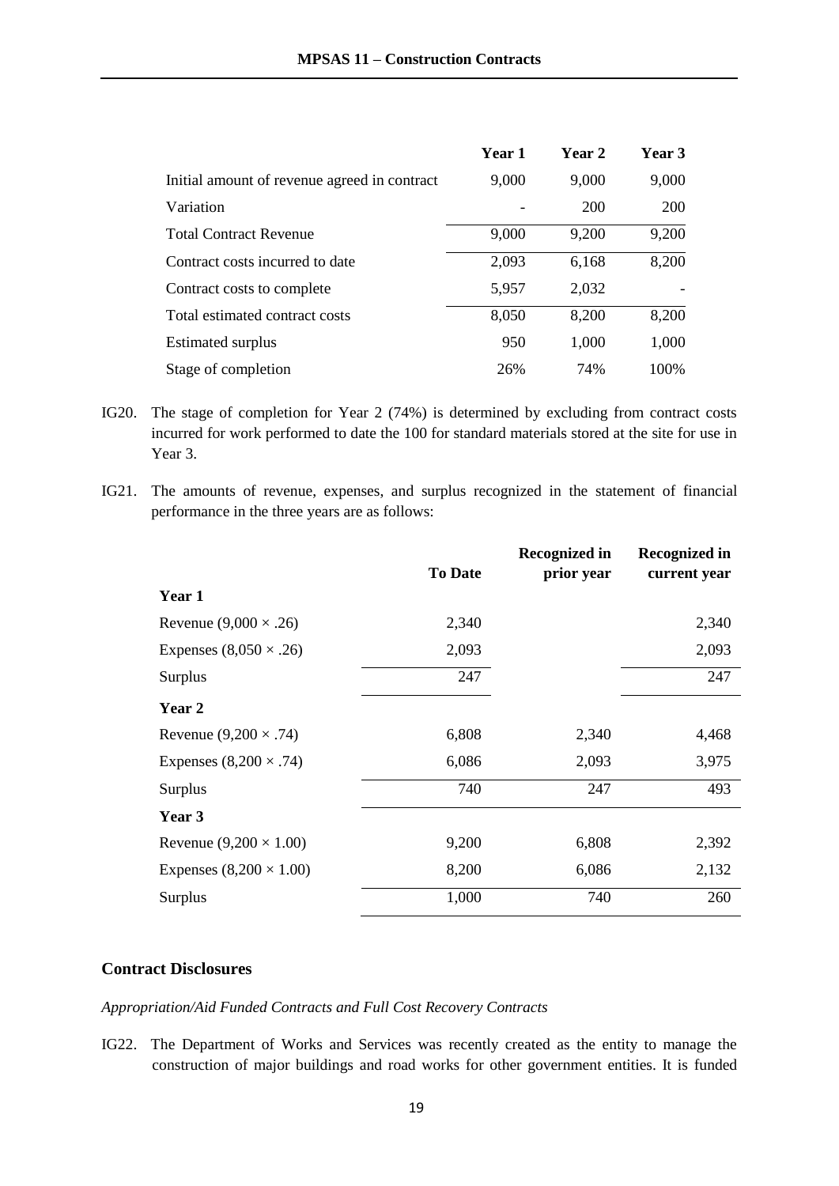| | Year 1 | Year 2 | Year 3 |
|---|---|---|---|
| Initial amount of revenue agreed in contract | 9,000 | 9,000 | 9,000 |
| Variation | - | 200 | 200 |
| Total Contract Revenue | 9,000 | 9,200 | 9,200 |
| Contract costs incurred to date | 2,093 | 6,168 | 8,200 |
| Contract costs to complete | 5,957 | 2,032 | - |
| Total estimated contract costs | 8,050 | 8,200 | 8,200 |
| Estimated surplus | 950 | 1,000 | 1,000 |
| Stage of completion | 26% | 74% | 100% |

IG20. The stage of completion for Year 2 (74%) is determined by excluding from contract costs incurred for work performed to date the 100 for standard materials stored at the site for use in Year 3.

IG21. The amounts of revenue, expenses, and surplus recognized in the statement of financial performance in the three years are as follows:

| | To Date | Recognized in prior year | Recognized in current year |
|---|---|---|---|
| **Year 1** | | | |
| Revenue (9,000 × .26) | 2,340 | | 2,340 |
| Expenses (8,050 × .26) | 2,093 | | 2,093 |
| Surplus | 247 | | 247 |
| **Year 2** | | | |
| Revenue (9,200 × .74) | 6,808 | 2,340 | 4,468 |
| Expenses (8,200 × .74) | 6,086 | 2,093 | 3,975 |
| Surplus | 740 | 247 | 493 |
| **Year 3** | | | |
| Revenue (9,200 × 1.00) | 9,200 | 6,808 | 2,392 |
| Expenses (8,200 × 1.00) | 8,200 | 6,086 | 2,132 |
| Surplus | 1,000 | 740 | 260 |

### Contract Disclosures

*Appropriation/Aid Funded Contracts and Full Cost Recovery Contracts*

IG22. The Department of Works and Services was recently created as the entity to manage the construction of major buildings and road works for other government entities. It is funded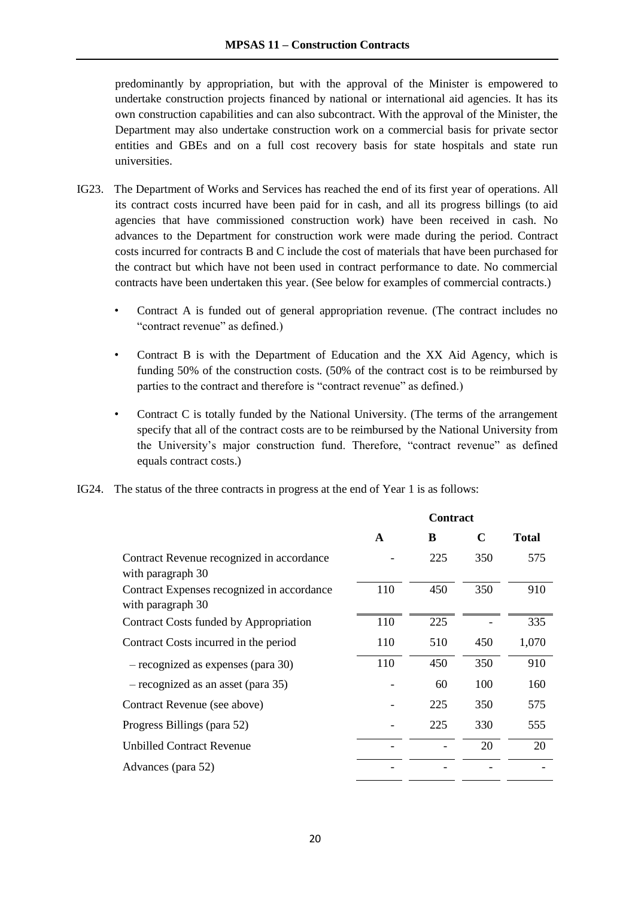predominantly by appropriation, but with the approval of the Minister is empowered to undertake construction projects financed by national or international aid agencies. It has its own construction capabilities and can also subcontract. With the approval of the Minister, the Department may also undertake construction work on a commercial basis for private sector entities and GBEs and on a full cost recovery basis for state hospitals and state run universities.

IG23. The Department of Works and Services has reached the end of its first year of operations. All its contract costs incurred have been paid for in cash, and all its progress billings (to aid agencies that have commissioned construction work) have been received in cash. No advances to the Department for construction work were made during the period. Contract costs incurred for contracts B and C include the cost of materials that have been purchased for the contract but which have not been used in contract performance to date. No commercial contracts have been undertaken this year. (See below for examples of commercial contracts.)

- Contract A is funded out of general appropriation revenue. (The contract includes no "contract revenue" as defined.)
- Contract B is with the Department of Education and the XX Aid Agency, which is funding 50% of the construction costs. (50% of the contract cost is to be reimbursed by parties to the contract and therefore is "contract revenue" as defined.)
- Contract C is totally funded by the National University. (The terms of the arrangement specify that all of the contract costs are to be reimbursed by the National University from the University's major construction fund. Therefore, "contract revenue" as defined equals contract costs.)

IG24. The status of the three contracts in progress at the end of Year 1 is as follows:

| | Contract | | | |
|---|---|---|---|---|
| | **A** | **B** | **C** | **Total** |
| Contract Revenue recognized in accordance with paragraph 30 | - | 225 | 350 | 575 |
| Contract Expenses recognized in accordance with paragraph 30 | 110 | 450 | 350 | 910 |
| Contract Costs funded by Appropriation | 110 | 225 | - | 335 |
| Contract Costs incurred in the period | 110 | 510 | 450 | 1,070 |
| – recognized as expenses (para 30) | 110 | 450 | 350 | 910 |
| – recognized as an asset (para 35) | - | 60 | 100 | 160 |
| Contract Revenue (see above) | - | 225 | 350 | 575 |
| Progress Billings (para 52) | - | 225 | 330 | 555 |
| Unbilled Contract Revenue | - | - | 20 | 20 |
| Advances (para 52) | - | - | - | - |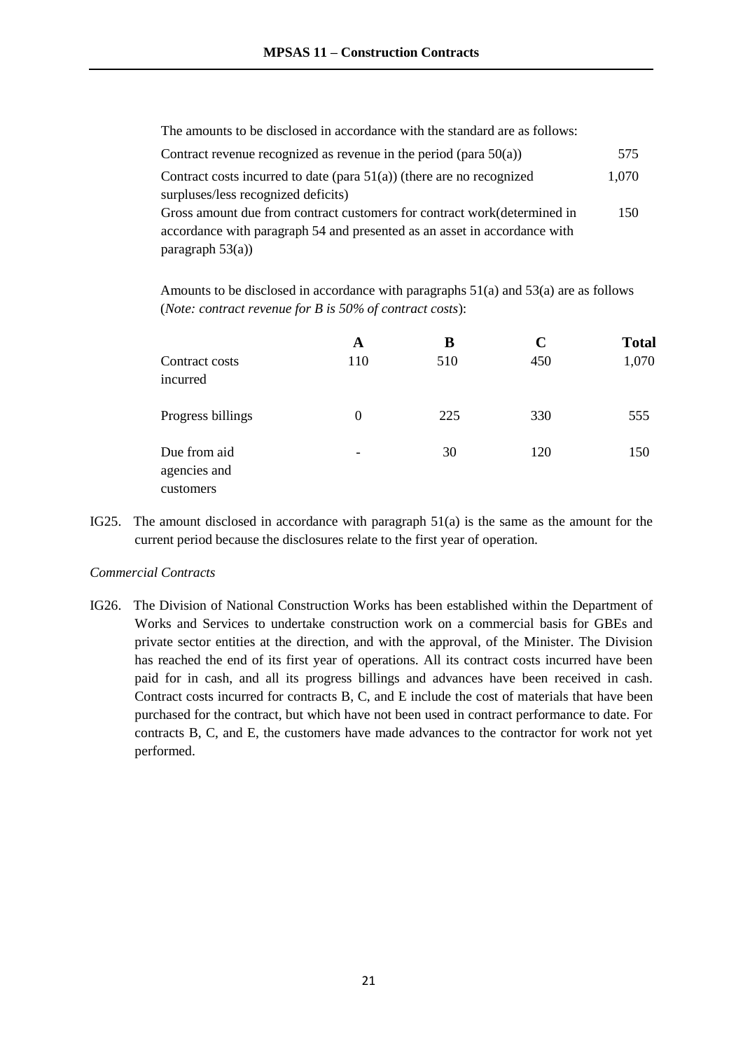The amounts to be disclosed in accordance with the standard are as follows:

| | |
|---|---|
| Contract revenue recognized as revenue in the period (para 50(a)) | 575 |
| Contract costs incurred to date (para 51(a)) (there are no recognized surpluses/less recognized deficits) | 1,070 |
| Gross amount due from contract customers for contract work(determined in accordance with paragraph 54 and presented as an asset in accordance with paragraph 53(a)) | 150 |

Amounts to be disclosed in accordance with paragraphs 51(a) and 53(a) are as follows (*Note: contract revenue for B is 50% of contract costs*):

| | **A** | **B** | **C** | **Total** |
|---|---|---|---|---|
| Contract costs incurred | 110 | 510 | 450 | 1,070 |
| Progress billings | 0 | 225 | 330 | 555 |
| Due from aid agencies and customers | - | 30 | 120 | 150 |

IG25. The amount disclosed in accordance with paragraph 51(a) is the same as the amount for the current period because the disclosures relate to the first year of operation.

*Commercial Contracts*

IG26. The Division of National Construction Works has been established within the Department of Works and Services to undertake construction work on a commercial basis for GBEs and private sector entities at the direction, and with the approval, of the Minister. The Division has reached the end of its first year of operations. All its contract costs incurred have been paid for in cash, and all its progress billings and advances have been received in cash. Contract costs incurred for contracts B, C, and E include the cost of materials that have been purchased for the contract, but which have not been used in contract performance to date. For contracts B, C, and E, the customers have made advances to the contractor for work not yet performed.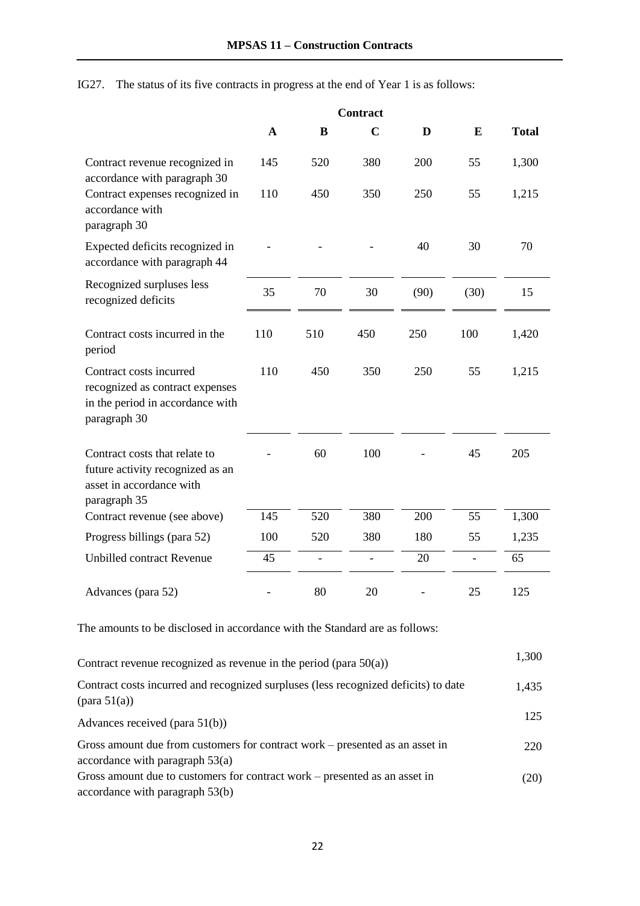IG27. The status of its five contracts in progress at the end of Year 1 is as follows:

| | Contract | | | | | |
|---|---|---|---|---|---|---|
| | **A** | **B** | **C** | **D** | **E** | **Total** |
| Contract revenue recognized in accordance with paragraph 30 | 145 | 520 | 380 | 200 | 55 | 1,300 |
| Contract expenses recognized in accordance with paragraph 30 | 110 | 450 | 350 | 250 | 55 | 1,215 |
| Expected deficits recognized in accordance with paragraph 44 | - | - | - | 40 | 30 | 70 |
| Recognized surpluses less recognized deficits | 35 | 70 | 30 | (90) | (30) | 15 |
| Contract costs incurred in the period | 110 | 510 | 450 | 250 | 100 | 1,420 |
| Contract costs incurred recognized as contract expenses in the period in accordance with paragraph 30 | 110 | 450 | 350 | 250 | 55 | 1,215 |
| Contract costs that relate to future activity recognized as an asset in accordance with paragraph 35 | - | 60 | 100 | - | 45 | 205 |
| Contract revenue (see above) | 145 | 520 | 380 | 200 | 55 | 1,300 |
| Progress billings (para 52) | 100 | 520 | 380 | 180 | 55 | 1,235 |
| Unbilled contract Revenue | 45 | - | - | 20 | - | 65 |
| Advances (para 52) | - | 80 | 20 | - | 25 | 125 |

The amounts to be disclosed in accordance with the Standard are as follows:

| | |
|---|---|
| Contract revenue recognized as revenue in the period (para 50(a)) | 1,300 |
| Contract costs incurred and recognized surpluses (less recognized deficits) to date (para 51(a)) | 1,435 |
| Advances received (para 51(b)) | 125 |
| Gross amount due from customers for contract work – presented as an asset in accordance with paragraph 53(a) | 220 |
| Gross amount due to customers for contract work – presented as an asset in accordance with paragraph 53(b) | (20) |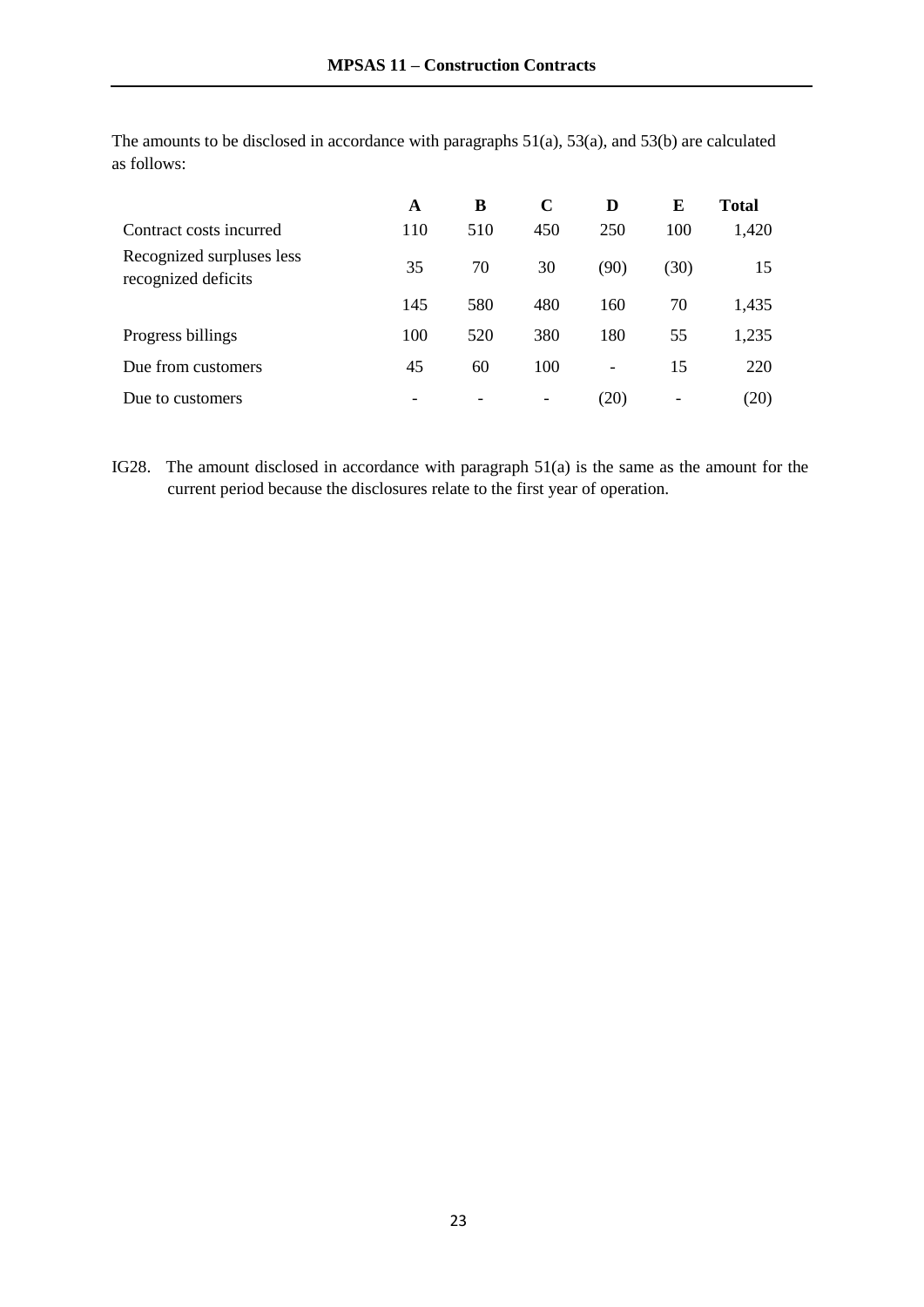The amounts to be disclosed in accordance with paragraphs 51(a), 53(a), and 53(b) are calculated as follows:

| | A | B | C | D | E | Total |
|---|---|---|---|---|---|---|
| Contract costs incurred | 110 | 510 | 450 | 250 | 100 | 1,420 |
| Recognized surpluses less recognized deficits | 35 | 70 | 30 | (90) | (30) | 15 |
| | 145 | 580 | 480 | 160 | 70 | 1,435 |
| Progress billings | 100 | 520 | 380 | 180 | 55 | 1,235 |
| Due from customers | 45 | 60 | 100 | - | 15 | 220 |
| Due to customers | - | - | - | (20) | - | (20) |

IG28. The amount disclosed in accordance with paragraph 51(a) is the same as the amount for the current period because the disclosures relate to the first year of operation.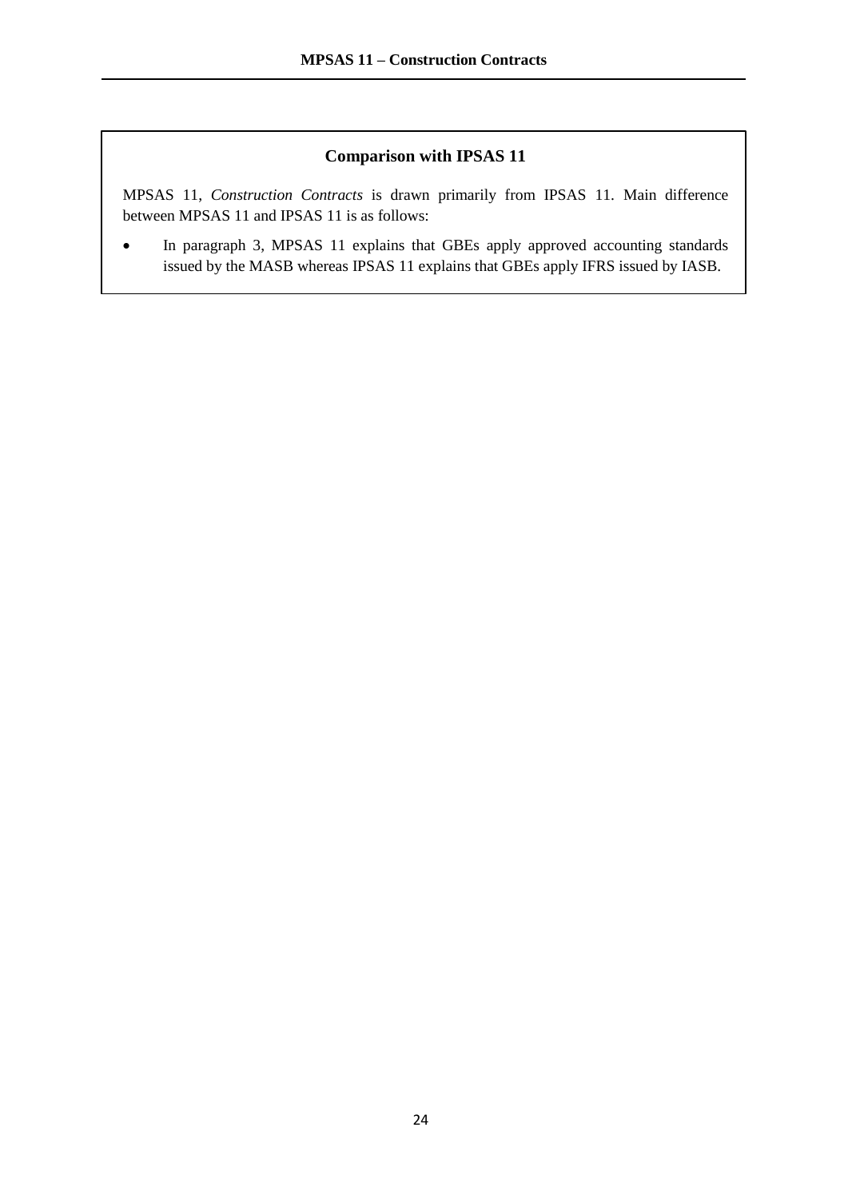## Comparison with IPSAS 11

MPSAS 11, *Construction Contracts* is drawn primarily from IPSAS 11. Main difference between MPSAS 11 and IPSAS 11 is as follows:

- In paragraph 3, MPSAS 11 explains that GBEs apply approved accounting standards issued by the MASB whereas IPSAS 11 explains that GBEs apply IFRS issued by IASB.